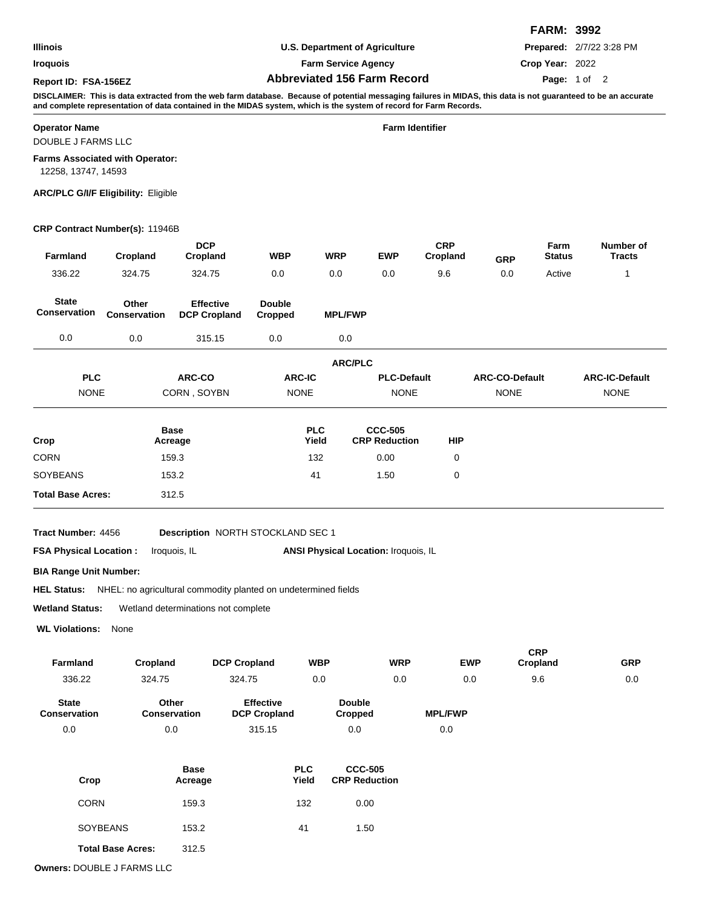**FARM: 3992**

| | | |
|---|---|---|
| **Illinois** | **U.S. Department of Agriculture** | **Prepared:** 2/7/22 3:28 PM |
| **Iroquois** | **Farm Service Agency** | **Crop Year:** 2022 |
| **Report ID: FSA-156EZ** | **Abbreviated 156 Farm Record** | |

**DISCLAIMER: This is data extracted from the web farm database. Because of potential messaging failures in MIDAS, this data is not guaranteed to be an accurate and complete representation of data contained in the MIDAS system, which is the system of record for Farm Records.**

**Operator Name**
DOUBLE J FARMS LLC

**Farm Identifier**

**Farms Associated with Operator:**
12258, 13747, 14593

**ARC/PLC G/I/F Eligibility:** Eligible

**CRP Contract Number(s):** 11946B

| Farmland | Cropland | DCP Cropland | WBP | WRP | EWP | CRP Cropland | GRP | Farm Status | Number of Tracts |
|---|---|---|---|---|---|---|---|---|---|
| 336.22 | 324.75 | 324.75 | 0.0 | 0.0 | 0.0 | 9.6 | 0.0 | Active | 1 |

| State Conservation | Other Conservation | Effective DCP Cropland | Double Cropped | MPL/FWP |
|---|---|---|---|---|
| 0.0 | 0.0 | 315.15 | 0.0 | 0.0 |

**ARC/PLC**

| PLC | ARC-CO | ARC-IC | PLC-Default | ARC-CO-Default | ARC-IC-Default |
|---|---|---|---|---|---|
| NONE | CORN , SOYBN | NONE | NONE | NONE | NONE |

| Crop | Base Acreage | PLC Yield | CCC-505 CRP Reduction | HIP |
|---|---|---|---|---|
| CORN | 159.3 | 132 | 0.00 | 0 |
| SOYBEANS | 153.2 | 41 | 1.50 | 0 |
| **Total Base Acres:** | 312.5 | | | |

**Tract Number:** 4456 **Description** NORTH STOCKLAND SEC 1

**FSA Physical Location :** Iroquois, IL **ANSI Physical Location:** Iroquois, IL

**BIA Range Unit Number:**

**HEL Status:** NHEL: no agricultural commodity planted on undetermined fields

**Wetland Status:** Wetland determinations not complete

**WL Violations:** None

| Farmland | Cropland | DCP Cropland | WBP | WRP | EWP | CRP Cropland | GRP |
|---|---|---|---|---|---|---|---|
| 336.22 | 324.75 | 324.75 | 0.0 | 0.0 | 0.0 | 9.6 | 0.0 |

| State Conservation | Other Conservation | Effective DCP Cropland | Double Cropped | MPL/FWP |
|---|---|---|---|---|
| 0.0 | 0.0 | 315.15 | 0.0 | 0.0 |

| Crop | Base Acreage | PLC Yield | CCC-505 CRP Reduction |
|---|---|---|---|
| CORN | 159.3 | 132 | 0.00 |
| SOYBEANS | 153.2 | 41 | 1.50 |
| **Total Base Acres:** | 312.5 | | |

**Owners:** DOUBLE J FARMS LLC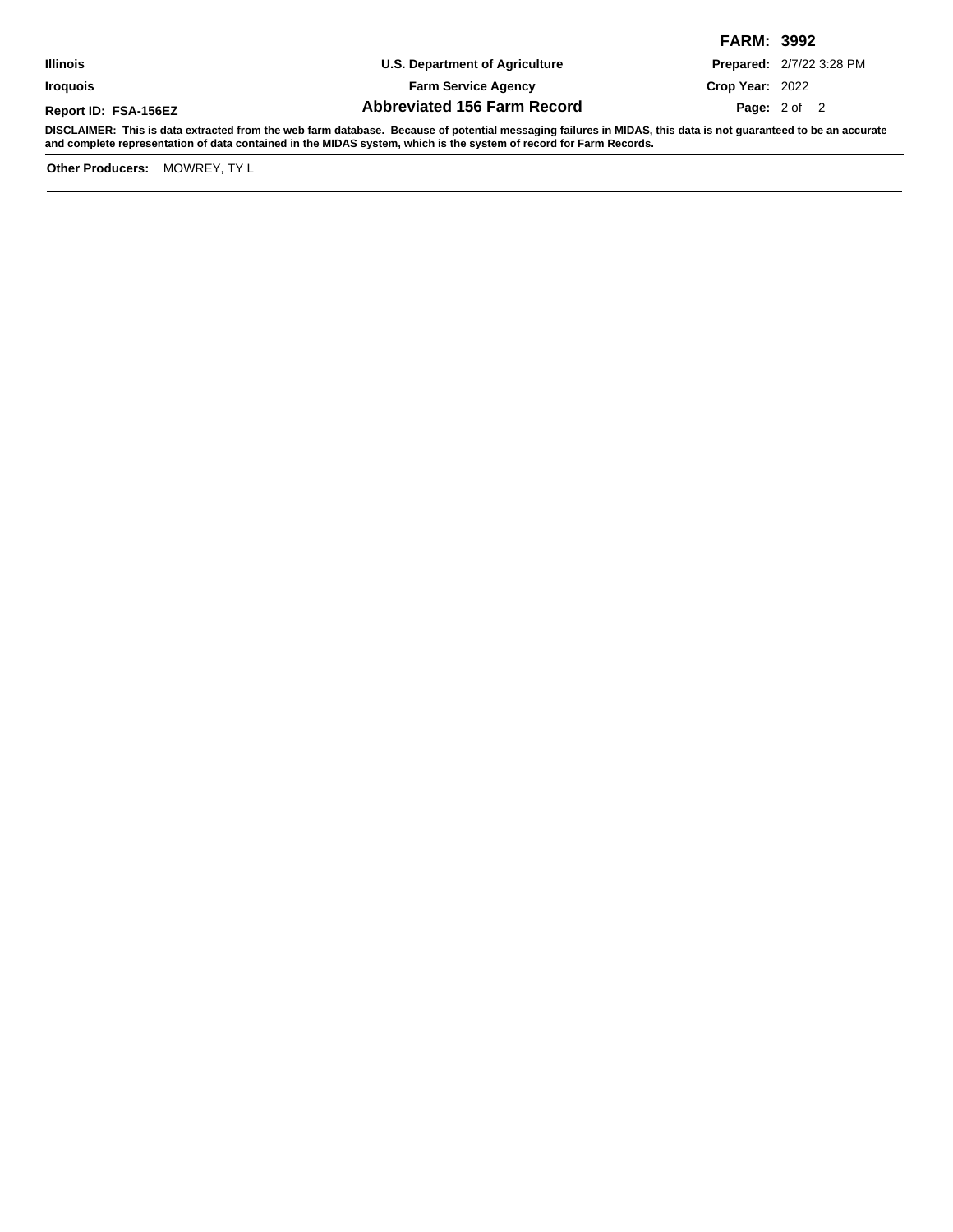**DISCLAIMER: This is data extracted from the web farm database. Because of potential messaging failures in MIDAS, this data is not guaranteed to be an accurate and complete representation of data contained in the MIDAS system, which is the system of record for Farm Records.**

**Other Producers:** MOWREY, TY L